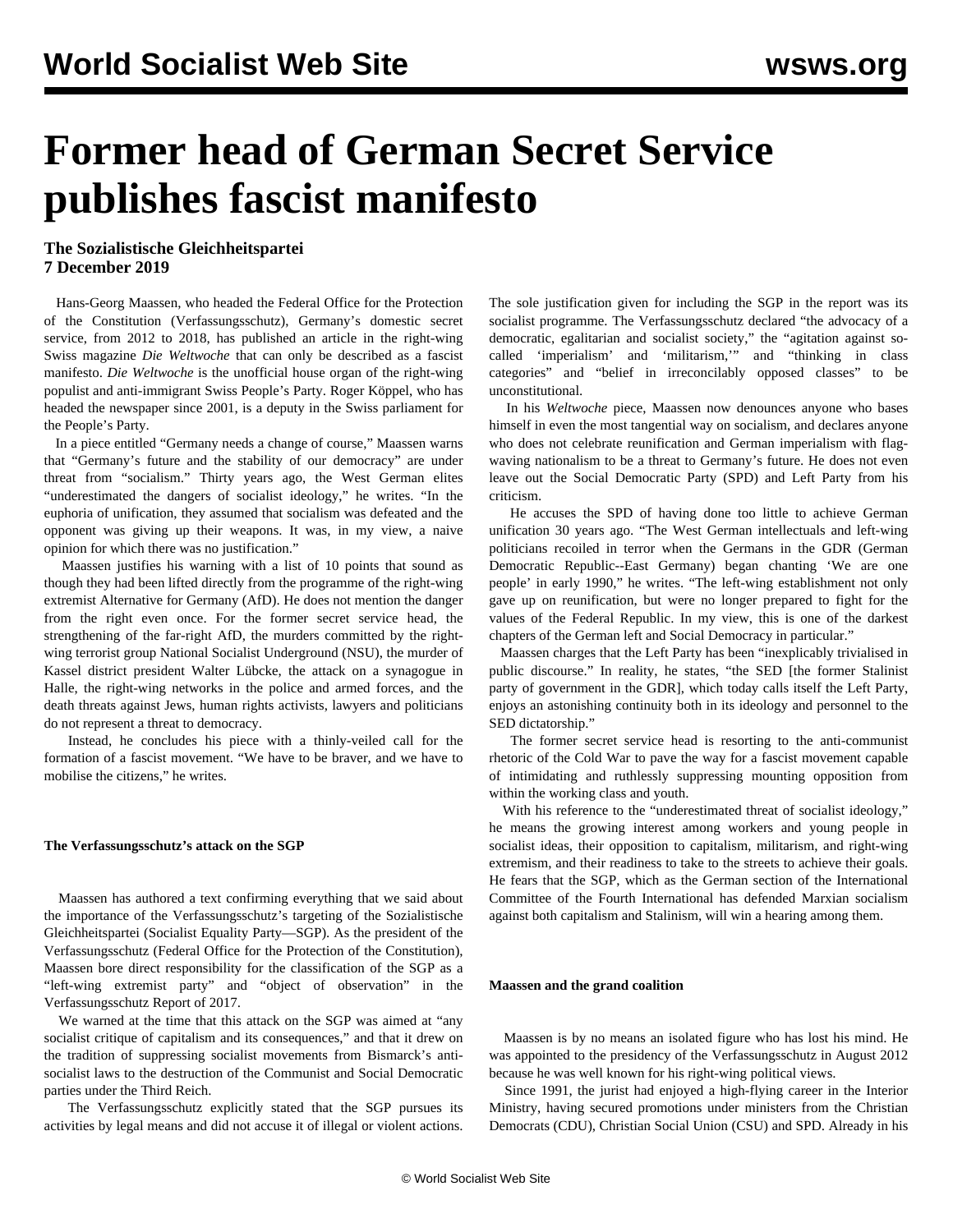# Former head of German Secret Service publishes fascist manifesto

**The Sozialistische Gleichheitspartei**
**7 December 2019**

Hans-Georg Maassen, who headed the Federal Office for the Protection of the Constitution (Verfassungsschutz), Germany's domestic secret service, from 2012 to 2018, has published an article in the right-wing Swiss magazine *Die Weltwoche* that can only be described as a fascist manifesto. *Die Weltwoche* is the unofficial house organ of the right-wing populist and anti-immigrant Swiss People's Party. Roger Köppel, who has headed the newspaper since 2001, is a deputy in the Swiss parliament for the People's Party.

In a piece entitled "Germany needs a change of course," Maassen warns that "Germany's future and the stability of our democracy" are under threat from "socialism." Thirty years ago, the West German elites "underestimated the dangers of socialist ideology," he writes. "In the euphoria of unification, they assumed that socialism was defeated and the opponent was giving up their weapons. It was, in my view, a naive opinion for which there was no justification."

Maassen justifies his warning with a list of 10 points that sound as though they had been lifted directly from the programme of the right-wing extremist Alternative for Germany (AfD). He does not mention the danger from the right even once. For the former secret service head, the strengthening of the far-right AfD, the murders committed by the right-wing terrorist group National Socialist Underground (NSU), the murder of Kassel district president Walter Lübcke, the attack on a synagogue in Halle, the right-wing networks in the police and armed forces, and the death threats against Jews, human rights activists, lawyers and politicians do not represent a threat to democracy.

Instead, he concludes his piece with a thinly-veiled call for the formation of a fascist movement. "We have to be braver, and we have to mobilise the citizens," he writes.

#### The Verfassungsschutz's attack on the SGP

Maassen has authored a text confirming everything that we said about the importance of the Verfassungsschutz's targeting of the Sozialistische Gleichheitspartei (Socialist Equality Party—SGP). As the president of the Verfassungsschutz (Federal Office for the Protection of the Constitution), Maassen bore direct responsibility for the classification of the SGP as a "left-wing extremist party" and "object of observation" in the Verfassungsschutz Report of 2017.

We warned at the time that this attack on the SGP was aimed at "any socialist critique of capitalism and its consequences," and that it drew on the tradition of suppressing socialist movements from Bismarck's anti-socialist laws to the destruction of the Communist and Social Democratic parties under the Third Reich.

The Verfassungsschutz explicitly stated that the SGP pursues its activities by legal means and did not accuse it of illegal or violent actions. The sole justification given for including the SGP in the report was its socialist programme. The Verfassungsschutz declared "the advocacy of a democratic, egalitarian and socialist society," the "agitation against so-called 'imperialism' and 'militarism,'" and "thinking in class categories" and "belief in irreconcilably opposed classes" to be unconstitutional.

In his *Weltwoche* piece, Maassen now denounces anyone who bases himself in even the most tangential way on socialism, and declares anyone who does not celebrate reunification and German imperialism with flag-waving nationalism to be a threat to Germany's future. He does not even leave out the Social Democratic Party (SPD) and Left Party from his criticism.

He accuses the SPD of having done too little to achieve German unification 30 years ago. "The West German intellectuals and left-wing politicians recoiled in terror when the Germans in the GDR (German Democratic Republic--East Germany) began chanting 'We are one people' in early 1990," he writes. "The left-wing establishment not only gave up on reunification, but were no longer prepared to fight for the values of the Federal Republic. In my view, this is one of the darkest chapters of the German left and Social Democracy in particular."

Maassen charges that the Left Party has been "inexplicably trivialised in public discourse." In reality, he states, "the SED [the former Stalinist party of government in the GDR], which today calls itself the Left Party, enjoys an astonishing continuity both in its ideology and personnel to the SED dictatorship."

The former secret service head is resorting to the anti-communist rhetoric of the Cold War to pave the way for a fascist movement capable of intimidating and ruthlessly suppressing mounting opposition from within the working class and youth.

With his reference to the "underestimated threat of socialist ideology," he means the growing interest among workers and young people in socialist ideas, their opposition to capitalism, militarism, and right-wing extremism, and their readiness to take to the streets to achieve their goals. He fears that the SGP, which as the German section of the International Committee of the Fourth International has defended Marxian socialism against both capitalism and Stalinism, will win a hearing among them.

#### Maassen and the grand coalition

Maassen is by no means an isolated figure who has lost his mind. He was appointed to the presidency of the Verfassungsschutz in August 2012 because he was well known for his right-wing political views.

Since 1991, the jurist had enjoyed a high-flying career in the Interior Ministry, having secured promotions under ministers from the Christian Democrats (CDU), Christian Social Union (CSU) and SPD. Already in his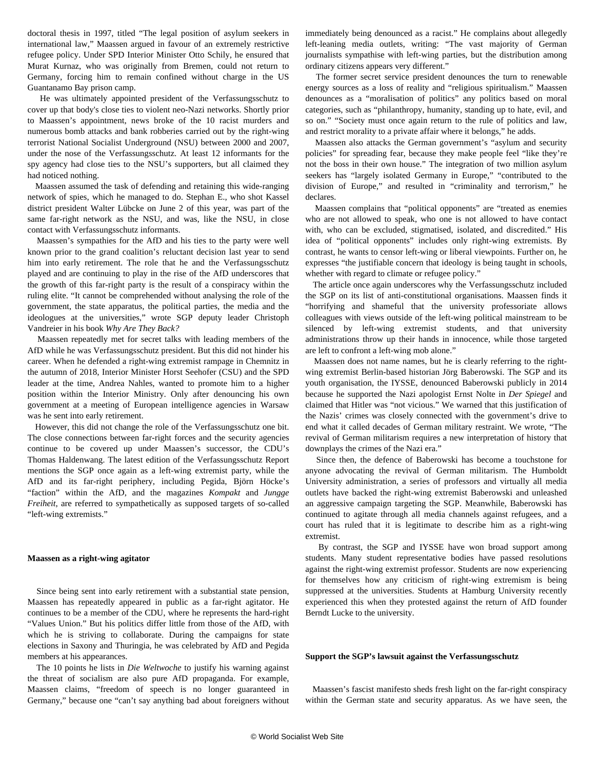doctoral thesis in 1997, titled "The legal position of asylum seekers in international law," Maassen argued in favour of an extremely restrictive refugee policy. Under SPD Interior Minister Otto Schily, he ensured that Murat Kurnaz, who was originally from Bremen, could not return to Germany, forcing him to remain confined without charge in the US Guantanamo Bay prison camp.

He was ultimately appointed president of the Verfassungsschutz to cover up that body's close ties to violent neo-Nazi networks. Shortly prior to Maassen's appointment, news broke of the 10 racist murders and numerous bomb attacks and bank robberies carried out by the right-wing terrorist National Socialist Underground (NSU) between 2000 and 2007, under the nose of the Verfassungsschutz. At least 12 informants for the spy agency had close ties to the NSU's supporters, but all claimed they had noticed nothing.

Maassen assumed the task of defending and retaining this wide-ranging network of spies, which he managed to do. Stephan E., who shot Kassel district president Walter Lübcke on June 2 of this year, was part of the same far-right network as the NSU, and was, like the NSU, in close contact with Verfassungsschutz informants.

Maassen's sympathies for the AfD and his ties to the party were well known prior to the grand coalition's reluctant decision last year to send him into early retirement. The role that he and the Verfassungsschutz played and are continuing to play in the rise of the AfD underscores that the growth of this far-right party is the result of a conspiracy within the ruling elite. "It cannot be comprehended without analysing the role of the government, the state apparatus, the political parties, the media and the ideologues at the universities," wrote SGP deputy leader Christoph Vandreier in his book *Why Are They Back?*

Maassen repeatedly met for secret talks with leading members of the AfD while he was Verfassungsschutz president. But this did not hinder his career. When he defended a right-wing extremist rampage in Chemnitz in the autumn of 2018, Interior Minister Horst Seehofer (CSU) and the SPD leader at the time, Andrea Nahles, wanted to promote him to a higher position within the Interior Ministry. Only after denouncing his own government at a meeting of European intelligence agencies in Warsaw was he sent into early retirement.

However, this did not change the role of the Verfassungsschutz one bit. The close connections between far-right forces and the security agencies continue to be covered up under Maassen's successor, the CDU's Thomas Haldenwang. The latest edition of the Verfassungsschutz Report mentions the SGP once again as a left-wing extremist party, while the AfD and its far-right periphery, including Pegida, Björn Höcke's "faction" within the AfD, and the magazines *Kompakt* and *Jungge Freiheit*, are referred to sympathetically as supposed targets of so-called "left-wing extremists."

**Maassen as a right-wing agitator**

Since being sent into early retirement with a substantial state pension, Maassen has repeatedly appeared in public as a far-right agitator. He continues to be a member of the CDU, where he represents the hard-right "Values Union." But his politics differ little from those of the AfD, with which he is striving to collaborate. During the campaigns for state elections in Saxony and Thuringia, he was celebrated by AfD and Pegida members at his appearances.

The 10 points he lists in *Die Weltwoche* to justify his warning against the threat of socialism are also pure AfD propaganda. For example, Maassen claims, "freedom of speech is no longer guaranteed in Germany," because one "can't say anything bad about foreigners without immediately being denounced as a racist." He complains about allegedly left-leaning media outlets, writing: "The vast majority of German journalists sympathise with left-wing parties, but the distribution among ordinary citizens appears very different."

The former secret service president denounces the turn to renewable energy sources as a loss of reality and "religious spiritualism." Maassen denounces as a "moralisation of politics" any politics based on moral categories, such as "philanthropy, humanity, standing up to hate, evil, and so on." "Society must once again return to the rule of politics and law, and restrict morality to a private affair where it belongs," he adds.

Maassen also attacks the German government's "asylum and security policies" for spreading fear, because they make people feel "like they're not the boss in their own house." The integration of two million asylum seekers has "largely isolated Germany in Europe," "contributed to the division of Europe," and resulted in "criminality and terrorism," he declares.

Maassen complains that "political opponents" are "treated as enemies who are not allowed to speak, who one is not allowed to have contact with, who can be excluded, stigmatised, isolated, and discredited." His idea of "political opponents" includes only right-wing extremists. By contrast, he wants to censor left-wing or liberal viewpoints. Further on, he expresses "the justifiable concern that ideology is being taught in schools, whether with regard to climate or refugee policy."

The article once again underscores why the Verfassungsschutz included the SGP on its list of anti-constitutional organisations. Maassen finds it "horrifying and shameful that the university professoriate allows colleagues with views outside of the left-wing political mainstream to be silenced by left-wing extremist students, and that university administrations throw up their hands in innocence, while those targeted are left to confront a left-wing mob alone."

Maassen does not name names, but he is clearly referring to the right-wing extremist Berlin-based historian Jörg Baberowski. The SGP and its youth organisation, the IYSSE, denounced Baberowski publicly in 2014 because he supported the Nazi apologist Ernst Nolte in *Der Spiegel* and claimed that Hitler was "not vicious." We warned that this justification of the Nazis' crimes was closely connected with the government's drive to end what it called decades of German military restraint. We wrote, "The revival of German militarism requires a new interpretation of history that downplays the crimes of the Nazi era."

Since then, the defence of Baberowski has become a touchstone for anyone advocating the revival of German militarism. The Humboldt University administration, a series of professors and virtually all media outlets have backed the right-wing extremist Baberowski and unleashed an aggressive campaign targeting the SGP. Meanwhile, Baberowski has continued to agitate through all media channels against refugees, and a court has ruled that it is legitimate to describe him as a right-wing extremist.

By contrast, the SGP and IYSSE have won broad support among students. Many student representative bodies have passed resolutions against the right-wing extremist professor. Students are now experiencing for themselves how any criticism of right-wing extremism is being suppressed at the universities. Students at Hamburg University recently experienced this when they protested against the return of AfD founder Berndt Lucke to the university.

**Support the SGP's lawsuit against the Verfassungsschutz**

Maassen's fascist manifesto sheds fresh light on the far-right conspiracy within the German state and security apparatus. As we have seen, the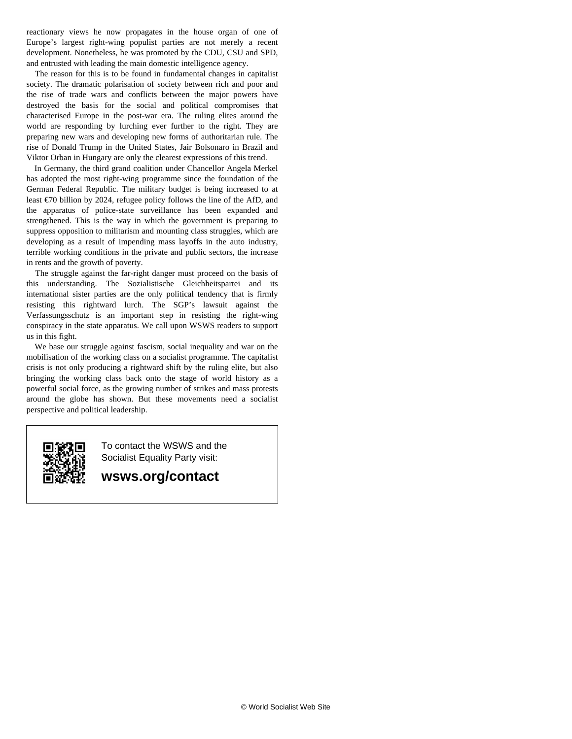reactionary views he now propagates in the house organ of one of Europe's largest right-wing populist parties are not merely a recent development. Nonetheless, he was promoted by the CDU, CSU and SPD, and entrusted with leading the main domestic intelligence agency.

The reason for this is to be found in fundamental changes in capitalist society. The dramatic polarisation of society between rich and poor and the rise of trade wars and conflicts between the major powers have destroyed the basis for the social and political compromises that characterised Europe in the post-war era. The ruling elites around the world are responding by lurching ever further to the right. They are preparing new wars and developing new forms of authoritarian rule. The rise of Donald Trump in the United States, Jair Bolsonaro in Brazil and Viktor Orban in Hungary are only the clearest expressions of this trend.

In Germany, the third grand coalition under Chancellor Angela Merkel has adopted the most right-wing programme since the foundation of the German Federal Republic. The military budget is being increased to at least €70 billion by 2024, refugee policy follows the line of the AfD, and the apparatus of police-state surveillance has been expanded and strengthened. This is the way in which the government is preparing to suppress opposition to militarism and mounting class struggles, which are developing as a result of impending mass layoffs in the auto industry, terrible working conditions in the private and public sectors, the increase in rents and the growth of poverty.

The struggle against the far-right danger must proceed on the basis of this understanding. The Sozialistische Gleichheitspartei and its international sister parties are the only political tendency that is firmly resisting this rightward lurch. The SGP's lawsuit against the Verfassungsschutz is an important step in resisting the right-wing conspiracy in the state apparatus. We call upon WSWS readers to support us in this fight.

We base our struggle against fascism, social inequality and war on the mobilisation of the working class on a socialist programme. The capitalist crisis is not only producing a rightward shift by the ruling elite, but also bringing the working class back onto the stage of world history as a powerful social force, as the growing number of strikes and mass protests around the globe has shown. But these movements need a socialist perspective and political leadership.

To contact the WSWS and the Socialist Equality Party visit:

**wsws.org/contact**